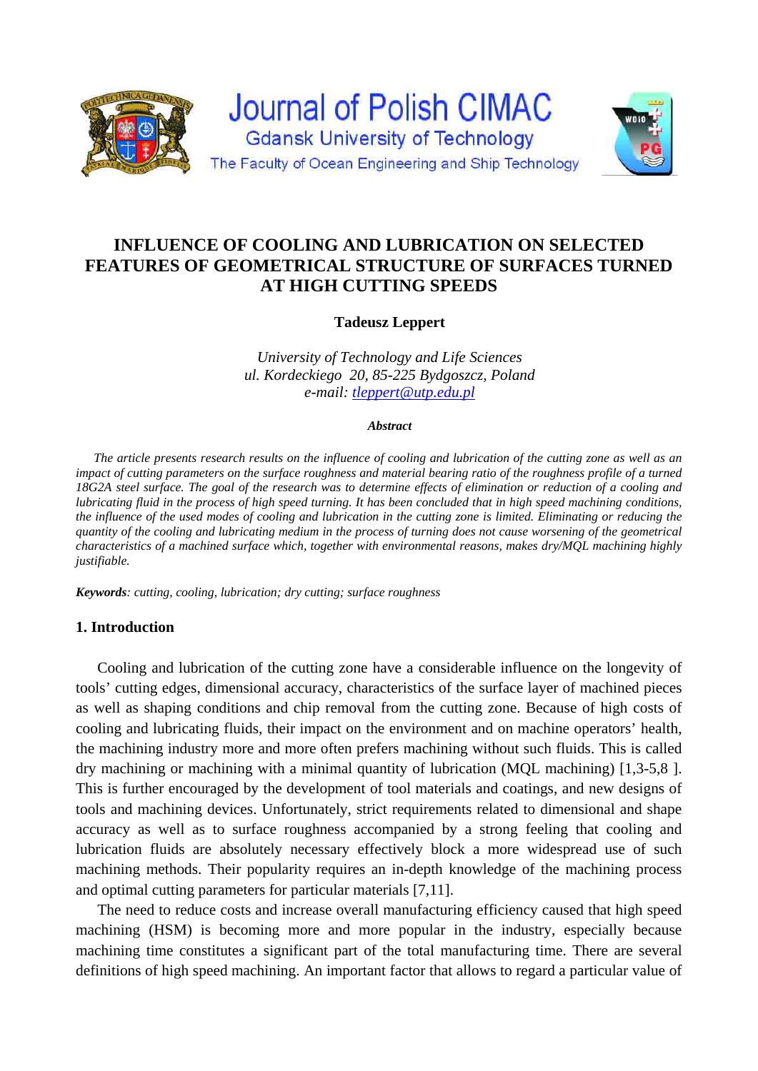# INFLUENCE OF COOLING AND LUBRICATION ON SELECTED FEATURES OF GEOMETRICAL STRUCTURE OF SURFACES TURNED AT HIGH CUTTING SPEEDS

**Tadeusz Leppert**

*University of Technology and Life Sciences*
*ul. Kordeckiego 20, 85-225 Bydgoszcz, Poland*
*e-mail: tleppert@utp.edu.pl*

***Abstract***

*The article presents research results on the influence of cooling and lubrication of the cutting zone as well as an impact of cutting parameters on the surface roughness and material bearing ratio of the roughness profile of a turned 18G2A steel surface. The goal of the research was to determine effects of elimination or reduction of a cooling and lubricating fluid in the process of high speed turning. It has been concluded that in high speed machining conditions, the influence of the used modes of cooling and lubrication in the cutting zone is limited. Eliminating or reducing the quantity of the cooling and lubricating medium in the process of turning does not cause worsening of the geometrical characteristics of a machined surface which, together with environmental reasons, makes dry/MQL machining highly justifiable.*

***Keywords**: cutting, cooling, lubrication; dry cutting; surface roughness*

## 1. Introduction

Cooling and lubrication of the cutting zone have a considerable influence on the longevity of tools' cutting edges, dimensional accuracy, characteristics of the surface layer of machined pieces as well as shaping conditions and chip removal from the cutting zone. Because of high costs of cooling and lubricating fluids, their impact on the environment and on machine operators' health, the machining industry more and more often prefers machining without such fluids. This is called dry machining or machining with a minimal quantity of lubrication (MQL machining) [1,3-5,8 ]. This is further encouraged by the development of tool materials and coatings, and new designs of tools and machining devices. Unfortunately, strict requirements related to dimensional and shape accuracy as well as to surface roughness accompanied by a strong feeling that cooling and lubrication fluids are absolutely necessary effectively block a more widespread use of such machining methods. Their popularity requires an in-depth knowledge of the machining process and optimal cutting parameters for particular materials [7,11].

The need to reduce costs and increase overall manufacturing efficiency caused that high speed machining (HSM) is becoming more and more popular in the industry, especially because machining time constitutes a significant part of the total manufacturing time. There are several definitions of high speed machining. An important factor that allows to regard a particular value of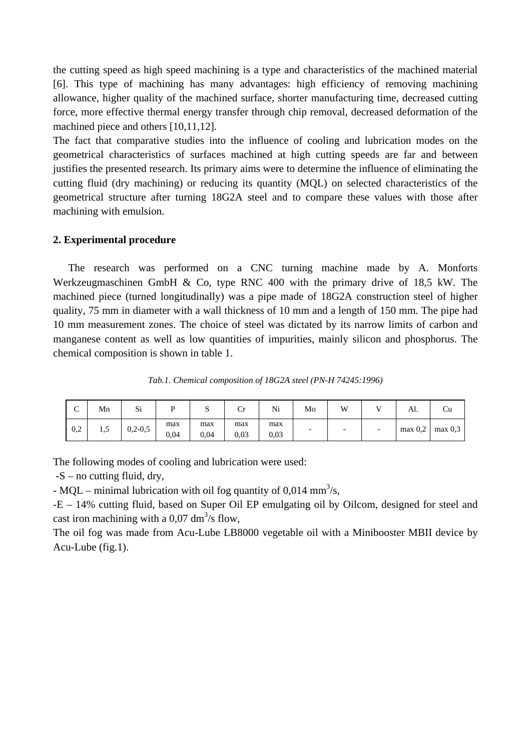the cutting speed as high speed machining is a type and characteristics of the machined material [6]. This type of machining has many advantages: high efficiency of removing machining allowance, higher quality of the machined surface, shorter manufacturing time, decreased cutting force, more effective thermal energy transfer through chip removal, decreased deformation of the machined piece and others [10,11,12].

The fact that comparative studies into the influence of cooling and lubrication modes on the geometrical characteristics of surfaces machined at high cutting speeds are far and between justifies the presented research. Its primary aims were to determine the influence of eliminating the cutting fluid (dry machining) or reducing its quantity (MQL) on selected characteristics of the geometrical structure after turning 18G2A steel and to compare these values with those after machining with emulsion.

## 2. Experimental procedure

The research was performed on a CNC turning machine made by A. Monforts Werkzeugmaschinen GmbH & Co, type RNC 400 with the primary drive of 18,5 kW. The machined piece (turned longitudinally) was a pipe made of 18G2A construction steel of higher quality, 75 mm in diameter with a wall thickness of 10 mm and a length of 150 mm. The pipe had 10 mm measurement zones. The choice of steel was dictated by its narrow limits of carbon and manganese content as well as low quantities of impurities, mainly silicon and phosphorus. The chemical composition is shown in table 1.

*Tab.1. Chemical composition of 18G2A steel (PN-H 74245:1996)*

| C | Mn | Si | P | S | Cr | Ni | Mo | W | V | Al. | Cu |
|---|---|---|---|---|---|---|---|---|---|---|---|
| 0,2 | 1,5 | 0,2-0,5 | max 0,04 | max 0,04 | max 0,03 | max 0,03 | - | - | - | max 0,2 | max 0,3 |

The following modes of cooling and lubrication were used:

-S – no cutting fluid, dry,

- MQL – minimal lubrication with oil fog quantity of 0,014 $mm^3/s$,

-E – 14% cutting fluid, based on Super Oil EP emulgating oil by Oilcom, designed for steel and cast iron machining with a 0,07 $dm^3/s$ flow,

The oil fog was made from Acu-Lube LB8000 vegetable oil with a Minibooster MBII device by Acu-Lube (fig.1).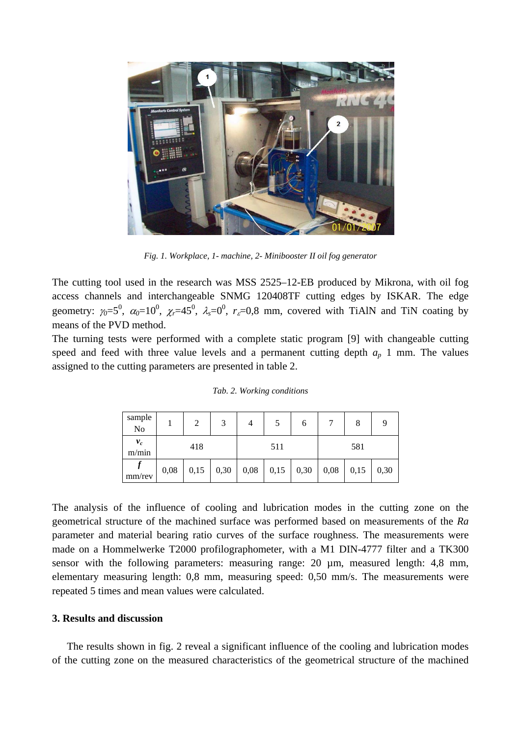Fig. 1. Workplace, 1- machine, 2- Minibooster II oil fog generator

The cutting tool used in the research was MSS 2525–12-EB produced by Mikrona, with oil fog access channels and interchangeable SNMG 120408TF cutting edges by ISKAR. The edge geometry: $\gamma_0=5^0$, $\alpha_0=10^0$, $\chi_r=45^0$, $\lambda_s=0^0$, $r_\varepsilon=0{,}8$ mm, covered with TiAlN and TiN coating by means of the PVD method.

The turning tests were performed with a complete static program [9] with changeable cutting speed and feed with three value levels and a permanent cutting depth $a_p$ 1 mm. The values assigned to the cutting parameters are presented in table 2.

*Tab. 2. Working conditions*

| sample No | 1 | 2 | 3 | 4 | 5 | 6 | 7 | 8 | 9 |
|---|---|---|---|---|---|---|---|---|---|
| $v_c$ m/min | | 418 | | | 511 | | | 581 | |
| $f$ mm/rev | 0,08 | 0,15 | 0,30 | 0,08 | 0,15 | 0,30 | 0,08 | 0,15 | 0,30 |

The analysis of the influence of cooling and lubrication modes in the cutting zone on the geometrical structure of the machined surface was performed based on measurements of the *Ra* parameter and material bearing ratio curves of the surface roughness. The measurements were made on a Hommelwerke T2000 profilographometer, with a M1 DIN-4777 filter and a TK300 sensor with the following parameters: measuring range: 20 µm, measured length: 4,8 mm, elementary measuring length: 0,8 mm, measuring speed: 0,50 mm/s. The measurements were repeated 5 times and mean values were calculated.

### 3. Results and discussion

The results shown in fig. 2 reveal a significant influence of the cooling and lubrication modes of the cutting zone on the measured characteristics of the geometrical structure of the machined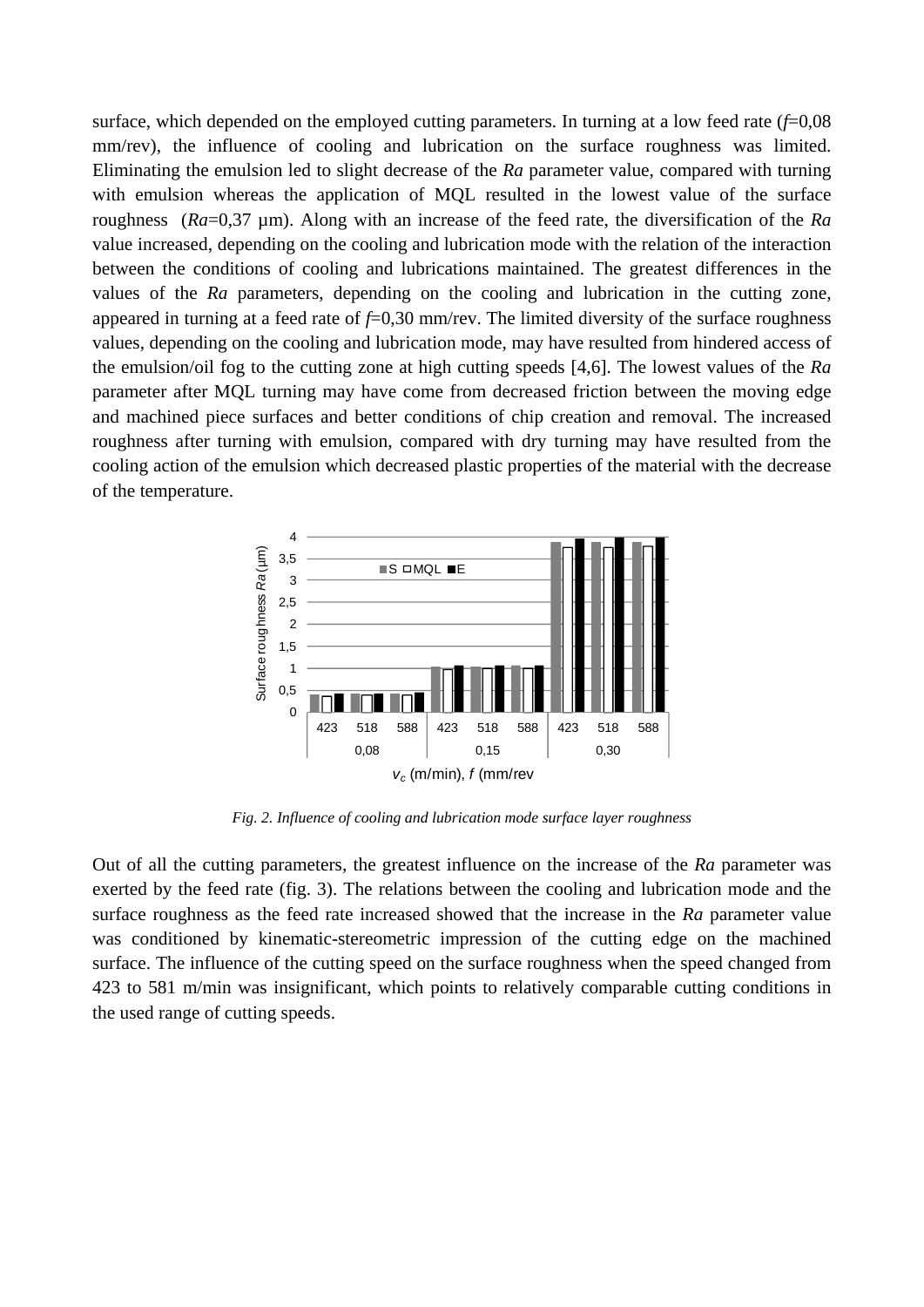surface, which depended on the employed cutting parameters. In turning at a low feed rate ($f$=0,08 mm/rev), the influence of cooling and lubrication on the surface roughness was limited. Eliminating the emulsion led to slight decrease of the $Ra$ parameter value, compared with turning with emulsion whereas the application of MQL resulted in the lowest value of the surface roughness ($Ra$=0,37 µm). Along with an increase of the feed rate, the diversification of the $Ra$ value increased, depending on the cooling and lubrication mode with the relation of the interaction between the conditions of cooling and lubrications maintained. The greatest differences in the values of the $Ra$ parameters, depending on the cooling and lubrication in the cutting zone, appeared in turning at a feed rate of $f$=0,30 mm/rev. The limited diversity of the surface roughness values, depending on the cooling and lubrication mode, may have resulted from hindered access of the emulsion/oil fog to the cutting zone at high cutting speeds [4,6]. The lowest values of the $Ra$ parameter after MQL turning may have come from decreased friction between the moving edge and machined piece surfaces and better conditions of chip creation and removal. The increased roughness after turning with emulsion, compared with dry turning may have resulted from the cooling action of the emulsion which decreased plastic properties of the material with the decrease of the temperature.

*Fig. 2. Influence of cooling and lubrication mode surface layer roughness*

Out of all the cutting parameters, the greatest influence on the increase of the $Ra$ parameter was exerted by the feed rate (fig. 3). The relations between the cooling and lubrication mode and the surface roughness as the feed rate increased showed that the increase in the $Ra$ parameter value was conditioned by kinematic-stereometric impression of the cutting edge on the machined surface. The influence of the cutting speed on the surface roughness when the speed changed from 423 to 581 m/min was insignificant, which points to relatively comparable cutting conditions in the used range of cutting speeds.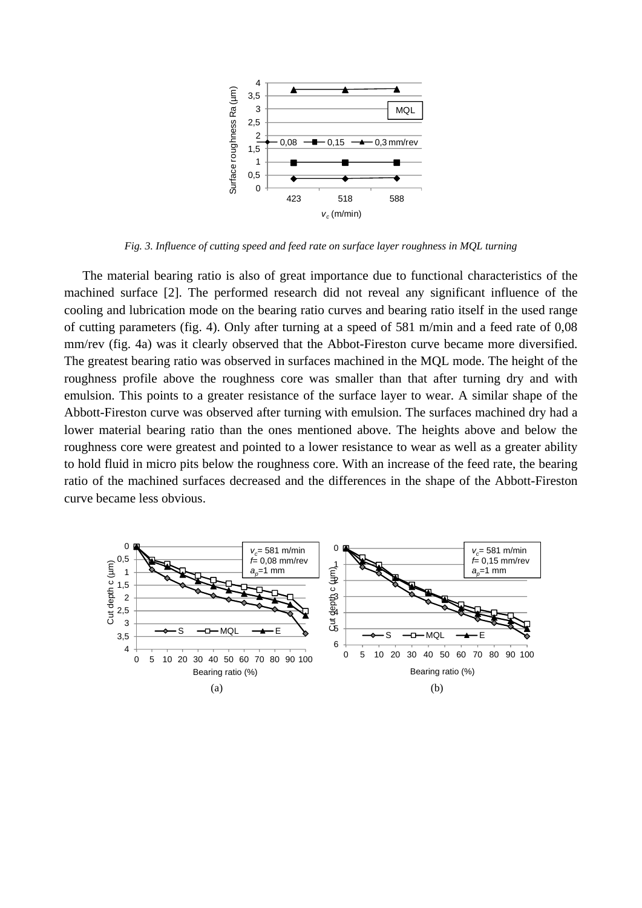*Fig. 3. Influence of cutting speed and feed rate on surface layer roughness in MQL turning*

The material bearing ratio is also of great importance due to functional characteristics of the machined surface [2]. The performed research did not reveal any significant influence of the cooling and lubrication mode on the bearing ratio curves and bearing ratio itself in the used range of cutting parameters (fig. 4). Only after turning at a speed of 581 m/min and a feed rate of 0,08 mm/rev (fig. 4a) was it clearly observed that the Abbot-Fireston curve became more diversified. The greatest bearing ratio was observed in surfaces machined in the MQL mode. The height of the roughness profile above the roughness core was smaller than that after turning dry and with emulsion. This points to a greater resistance of the surface layer to wear. A similar shape of the Abbott-Fireston curve was observed after turning with emulsion. The surfaces machined dry had a lower material bearing ratio than the ones mentioned above. The heights above and below the roughness core were greatest and pointed to a lower resistance to wear as well as a greater ability to hold fluid in micro pits below the roughness core. With an increase of the feed rate, the bearing ratio of the machined surfaces decreased and the differences in the shape of the Abbott-Fireston curve became less obvious.

(a)

(b)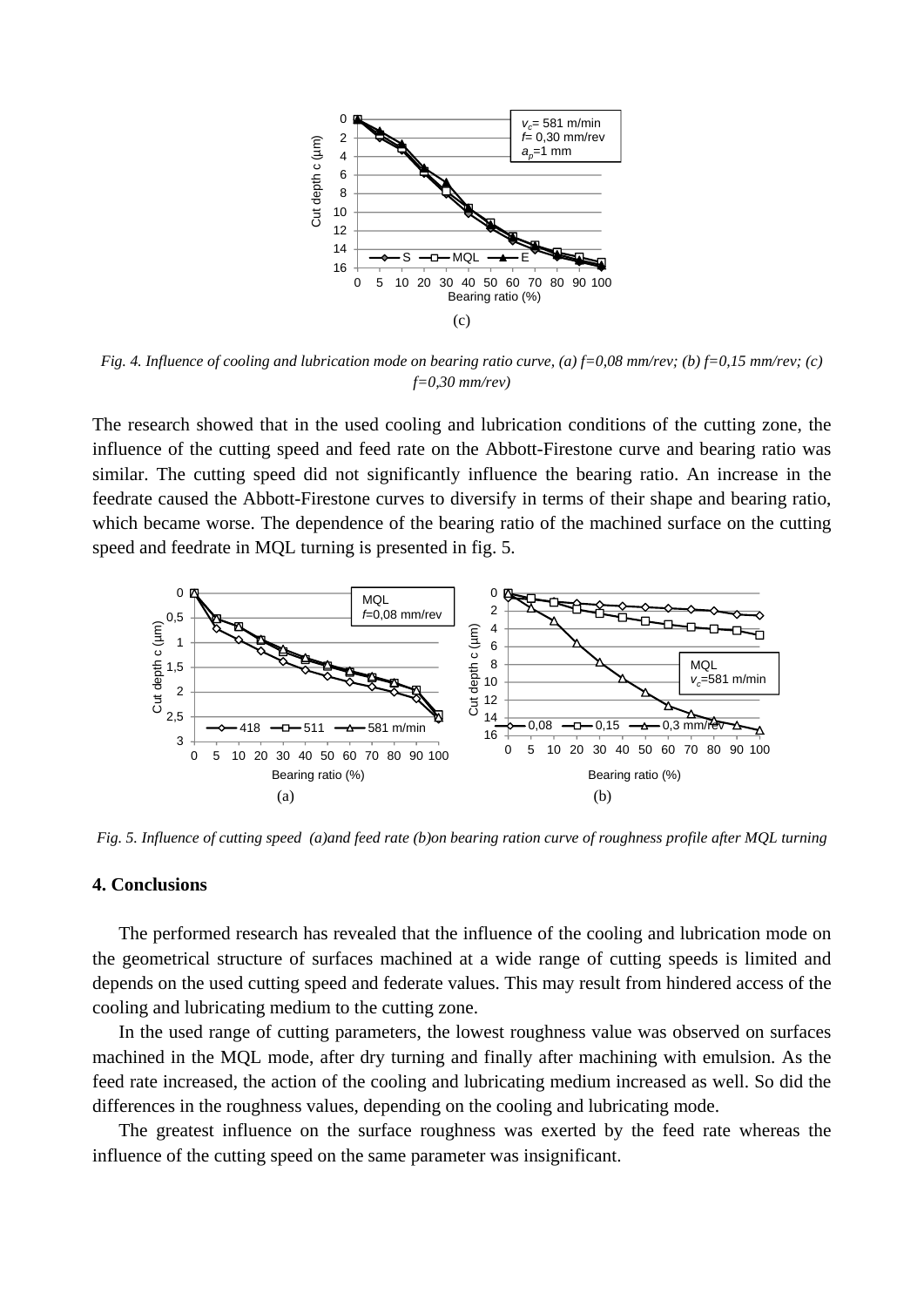(c)

*Fig. 4. Influence of cooling and lubrication mode on bearing ratio curve, (a) f=0,08 mm/rev; (b) f=0,15 mm/rev; (c) f=0,30 mm/rev)*

The research showed that in the used cooling and lubrication conditions of the cutting zone, the influence of the cutting speed and feed rate on the Abbott-Firestone curve and bearing ratio was similar. The cutting speed did not significantly influence the bearing ratio. An increase in the feedrate caused the Abbott-Firestone curves to diversify in terms of their shape and bearing ratio, which became worse. The dependence of the bearing ratio of the machined surface on the cutting speed and feedrate in MQL turning is presented in fig. 5.

(a) (b)

*Fig. 5. Influence of cutting speed (a)and feed rate (b)on bearing ration curve of roughness profile after MQL turning*

## 4. Conclusions

The performed research has revealed that the influence of the cooling and lubrication mode on the geometrical structure of surfaces machined at a wide range of cutting speeds is limited and depends on the used cutting speed and federate values. This may result from hindered access of the cooling and lubricating medium to the cutting zone.

In the used range of cutting parameters, the lowest roughness value was observed on surfaces machined in the MQL mode, after dry turning and finally after machining with emulsion. As the feed rate increased, the action of the cooling and lubricating medium increased as well. So did the differences in the roughness values, depending on the cooling and lubricating mode.

The greatest influence on the surface roughness was exerted by the feed rate whereas the influence of the cutting speed on the same parameter was insignificant.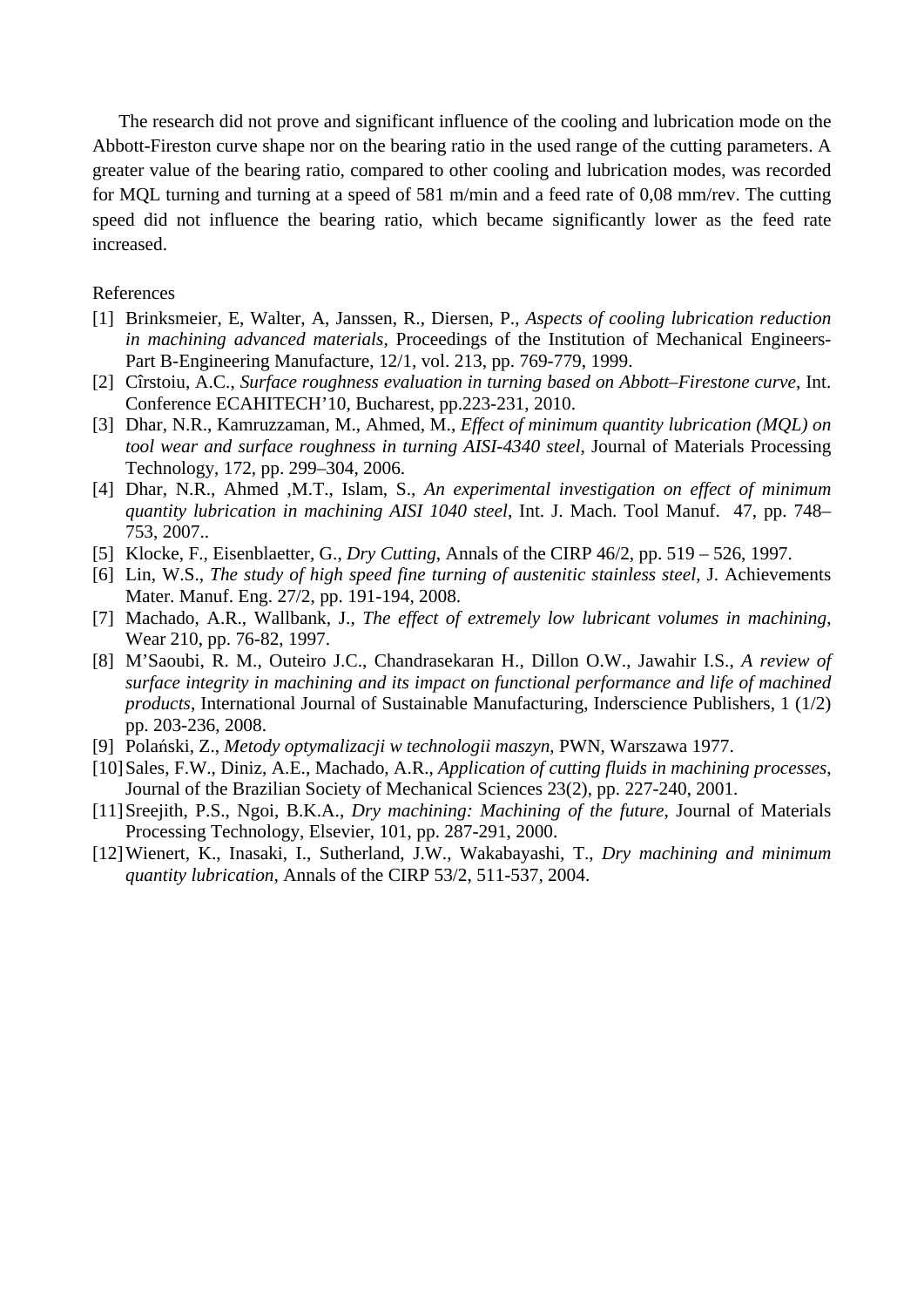The research did not prove and significant influence of the cooling and lubrication mode on the Abbott-Fireston curve shape nor on the bearing ratio in the used range of the cutting parameters. A greater value of the bearing ratio, compared to other cooling and lubrication modes, was recorded for MQL turning and turning at a speed of 581 m/min and a feed rate of 0,08 mm/rev. The cutting speed did not influence the bearing ratio, which became significantly lower as the feed rate increased.

References

[1] Brinksmeier, E, Walter, A, Janssen, R., Diersen, P., *Aspects of cooling lubrication reduction in machining advanced materials*, Proceedings of the Institution of Mechanical Engineers-Part B-Engineering Manufacture, 12/1, vol. 213, pp. 769-779, 1999.

[2] Cîrstoiu, A.C., *Surface roughness evaluation in turning based on Abbott–Firestone curve*, Int. Conference ECAHITECH'10, Bucharest, pp.223-231, 2010.

[3] Dhar, N.R., Kamruzzaman, M., Ahmed, M., *Effect of minimum quantity lubrication (MQL) on tool wear and surface roughness in turning AISI-4340 steel*, Journal of Materials Processing Technology, 172, pp. 299–304, 2006.

[4] Dhar, N.R., Ahmed ,M.T., Islam, S., *An experimental investigation on effect of minimum quantity lubrication in machining AISI 1040 steel*, Int. J. Mach. Tool Manuf. 47, pp. 748–753, 2007..

[5] Klocke, F., Eisenblaetter, G., *Dry Cutting*, Annals of the CIRP 46/2, pp. 519 – 526, 1997.

[6] Lin, W.S., *The study of high speed fine turning of austenitic stainless steel*, J. Achievements Mater. Manuf. Eng. 27/2, pp. 191-194, 2008.

[7] Machado, A.R., Wallbank, J., *The effect of extremely low lubricant volumes in machining*, Wear 210, pp. 76-82, 1997.

[8] M'Saoubi, R. M., Outeiro J.C., Chandrasekaran H., Dillon O.W., Jawahir I.S., *A review of surface integrity in machining and its impact on functional performance and life of machined products*, International Journal of Sustainable Manufacturing, Inderscience Publishers, 1 (1/2) pp. 203-236, 2008.

[9] Polański, Z., *Metody optymalizacji w technologii maszyn*, PWN, Warszawa 1977.

[10] Sales, F.W., Diniz, A.E., Machado, A.R., *Application of cutting fluids in machining processes*, Journal of the Brazilian Society of Mechanical Sciences 23(2), pp. 227-240, 2001.

[11] Sreejith, P.S., Ngoi, B.K.A., *Dry machining: Machining of the future*, Journal of Materials Processing Technology, Elsevier, 101, pp. 287-291, 2000.

[12] Wienert, K., Inasaki, I., Sutherland, J.W., Wakabayashi, T., *Dry machining and minimum quantity lubrication*, Annals of the CIRP 53/2, 511-537, 2004.